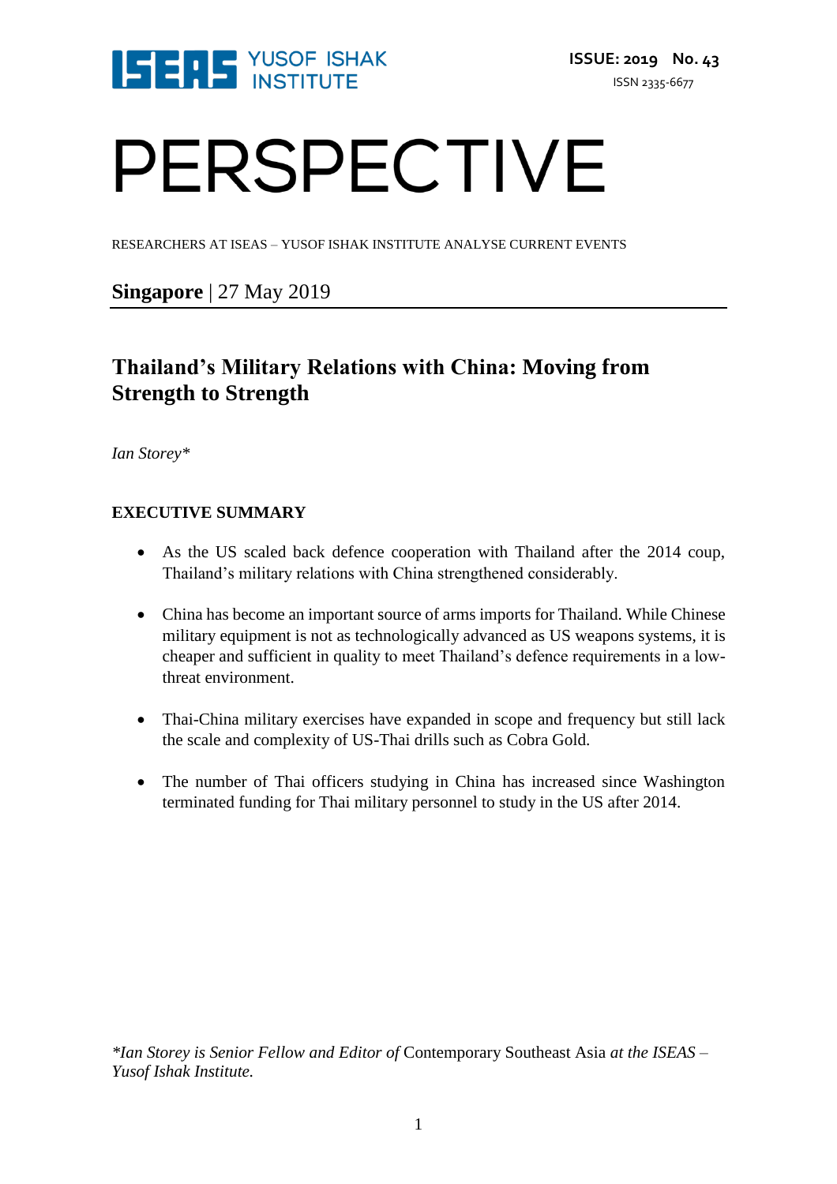ISEAS YUSOF ISHAK INSTITUTE

**ISSUE: 2019 No. 43**
ISSN 2335-6677

# PERSPECTIVE

RESEARCHERS AT ISEAS – YUSOF ISHAK INSTITUTE ANALYSE CURRENT EVENTS

**Singapore** | 27 May 2019

## Thailand's Military Relations with China: Moving from Strength to Strength

*Ian Storey**

**EXECUTIVE SUMMARY**

- As the US scaled back defence cooperation with Thailand after the 2014 coup, Thailand's military relations with China strengthened considerably.
- China has become an important source of arms imports for Thailand. While Chinese military equipment is not as technologically advanced as US weapons systems, it is cheaper and sufficient in quality to meet Thailand's defence requirements in a low-threat environment.
- Thai-China military exercises have expanded in scope and frequency but still lack the scale and complexity of US-Thai drills such as Cobra Gold.
- The number of Thai officers studying in China has increased since Washington terminated funding for Thai military personnel to study in the US after 2014.

**Ian Storey is Senior Fellow and Editor of* Contemporary Southeast Asia *at the ISEAS – Yusof Ishak Institute.*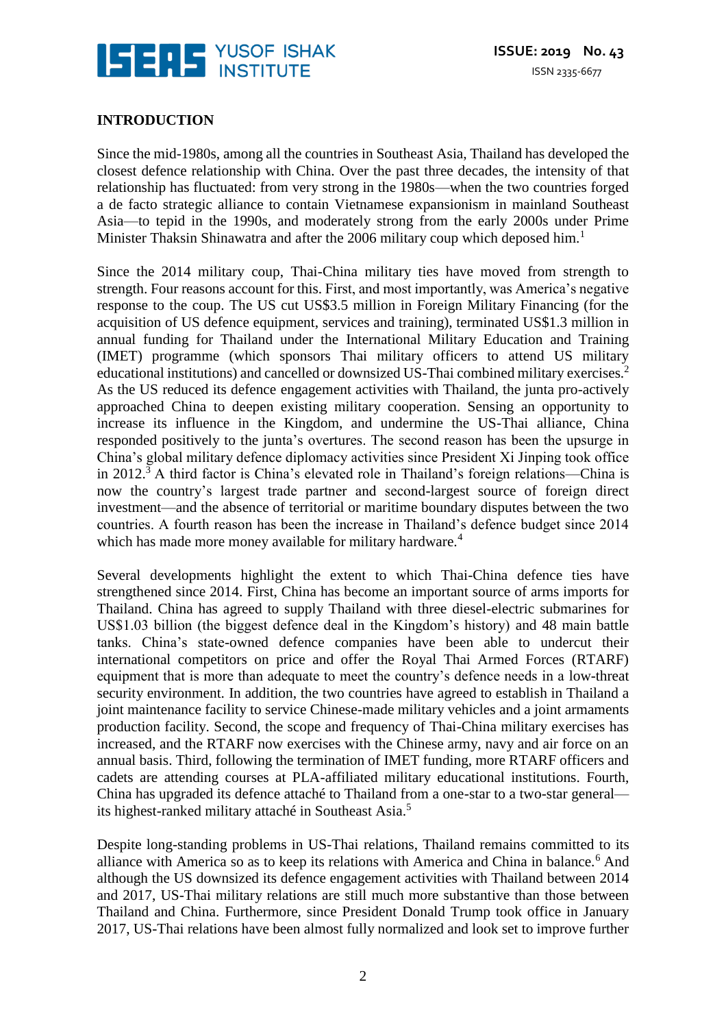**INTRODUCTION**

Since the mid-1980s, among all the countries in Southeast Asia, Thailand has developed the closest defence relationship with China. Over the past three decades, the intensity of that relationship has fluctuated: from very strong in the 1980s—when the two countries forged a de facto strategic alliance to contain Vietnamese expansionism in mainland Southeast Asia—to tepid in the 1990s, and moderately strong from the early 2000s under Prime Minister Thaksin Shinawatra and after the 2006 military coup which deposed him.[1]

Since the 2014 military coup, Thai-China military ties have moved from strength to strength. Four reasons account for this. First, and most importantly, was America's negative response to the coup. The US cut US$3.5 million in Foreign Military Financing (for the acquisition of US defence equipment, services and training), terminated US$1.3 million in annual funding for Thailand under the International Military Education and Training (IMET) programme (which sponsors Thai military officers to attend US military educational institutions) and cancelled or downsized US-Thai combined military exercises.[2] As the US reduced its defence engagement activities with Thailand, the junta pro-actively approached China to deepen existing military cooperation. Sensing an opportunity to increase its influence in the Kingdom, and undermine the US-Thai alliance, China responded positively to the junta's overtures. The second reason has been the upsurge in China's global military defence diplomacy activities since President Xi Jinping took office in 2012.[3] A third factor is China's elevated role in Thailand's foreign relations—China is now the country's largest trade partner and second-largest source of foreign direct investment—and the absence of territorial or maritime boundary disputes between the two countries. A fourth reason has been the increase in Thailand's defence budget since 2014 which has made more money available for military hardware.[4]

Several developments highlight the extent to which Thai-China defence ties have strengthened since 2014. First, China has become an important source of arms imports for Thailand. China has agreed to supply Thailand with three diesel-electric submarines for US$1.03 billion (the biggest defence deal in the Kingdom's history) and 48 main battle tanks. China's state-owned defence companies have been able to undercut their international competitors on price and offer the Royal Thai Armed Forces (RTARF) equipment that is more than adequate to meet the country's defence needs in a low-threat security environment. In addition, the two countries have agreed to establish in Thailand a joint maintenance facility to service Chinese-made military vehicles and a joint armaments production facility. Second, the scope and frequency of Thai-China military exercises has increased, and the RTARF now exercises with the Chinese army, navy and air force on an annual basis. Third, following the termination of IMET funding, more RTARF officers and cadets are attending courses at PLA-affiliated military educational institutions. Fourth, China has upgraded its defence attaché to Thailand from a one-star to a two-star general—its highest-ranked military attaché in Southeast Asia.[5]

Despite long-standing problems in US-Thai relations, Thailand remains committed to its alliance with America so as to keep its relations with America and China in balance.[6] And although the US downsized its defence engagement activities with Thailand between 2014 and 2017, US-Thai military relations are still much more substantive than those between Thailand and China. Furthermore, since President Donald Trump took office in January 2017, US-Thai relations have been almost fully normalized and look set to improve further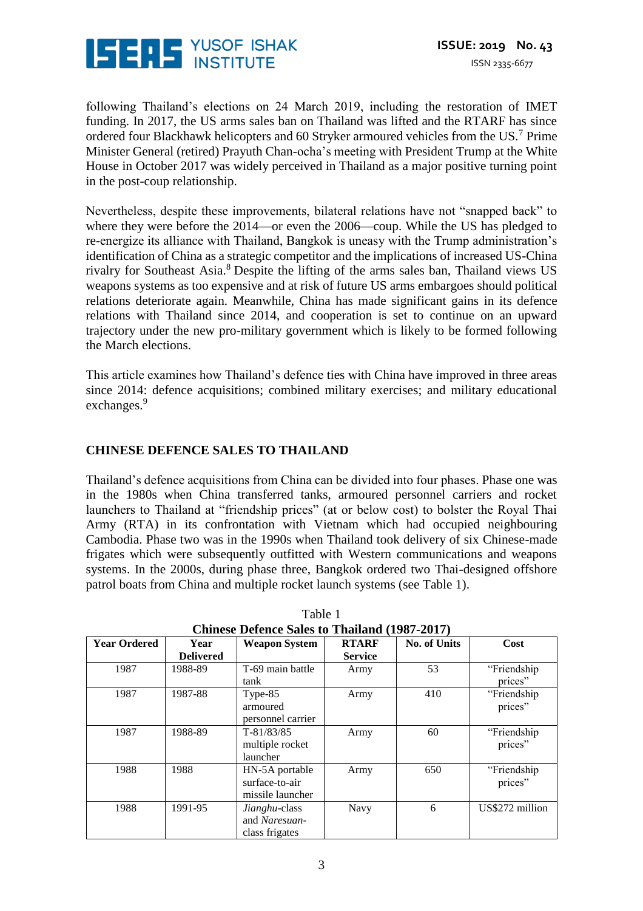following Thailand's elections on 24 March 2019, including the restoration of IMET funding. In 2017, the US arms sales ban on Thailand was lifted and the RTARF has since ordered four Blackhawk helicopters and 60 Stryker armoured vehicles from the US.[7] Prime Minister General (retired) Prayuth Chan-ocha's meeting with President Trump at the White House in October 2017 was widely perceived in Thailand as a major positive turning point in the post-coup relationship.

Nevertheless, despite these improvements, bilateral relations have not "snapped back" to where they were before the 2014—or even the 2006—coup. While the US has pledged to re-energize its alliance with Thailand, Bangkok is uneasy with the Trump administration's identification of China as a strategic competitor and the implications of increased US-China rivalry for Southeast Asia.[8] Despite the lifting of the arms sales ban, Thailand views US weapons systems as too expensive and at risk of future US arms embargoes should political relations deteriorate again. Meanwhile, China has made significant gains in its defence relations with Thailand since 2014, and cooperation is set to continue on an upward trajectory under the new pro-military government which is likely to be formed following the March elections.

This article examines how Thailand's defence ties with China have improved in three areas since 2014: defence acquisitions; combined military exercises; and military educational exchanges.[9]

## CHINESE DEFENCE SALES TO THAILAND

Thailand's defence acquisitions from China can be divided into four phases. Phase one was in the 1980s when China transferred tanks, armoured personnel carriers and rocket launchers to Thailand at "friendship prices" (at or below cost) to bolster the Royal Thai Army (RTA) in its confrontation with Vietnam which had occupied neighbouring Cambodia. Phase two was in the 1990s when Thailand took delivery of six Chinese-made frigates which were subsequently outfitted with Western communications and weapons systems. In the 2000s, during phase three, Bangkok ordered two Thai-designed offshore patrol boats from China and multiple rocket launch systems (see Table 1).

Table 1
**Chinese Defence Sales to Thailand (1987-2017)**

| Year Ordered | Year Delivered | Weapon System | RTARF Service | No. of Units | Cost |
|---|---|---|---|---|---|
| 1987 | 1988-89 | T-69 main battle tank | Army | 53 | "Friendship prices" |
| 1987 | 1987-88 | Type-85 armoured personnel carrier | Army | 410 | "Friendship prices" |
| 1987 | 1988-89 | T-81/83/85 multiple rocket launcher | Army | 60 | "Friendship prices" |
| 1988 | 1988 | HN-5A portable surface-to-air missile launcher | Army | 650 | "Friendship prices" |
| 1988 | 1991-95 | *Jianghu*-class and *Naresuan*-class frigates | Navy | 6 | US$272 million |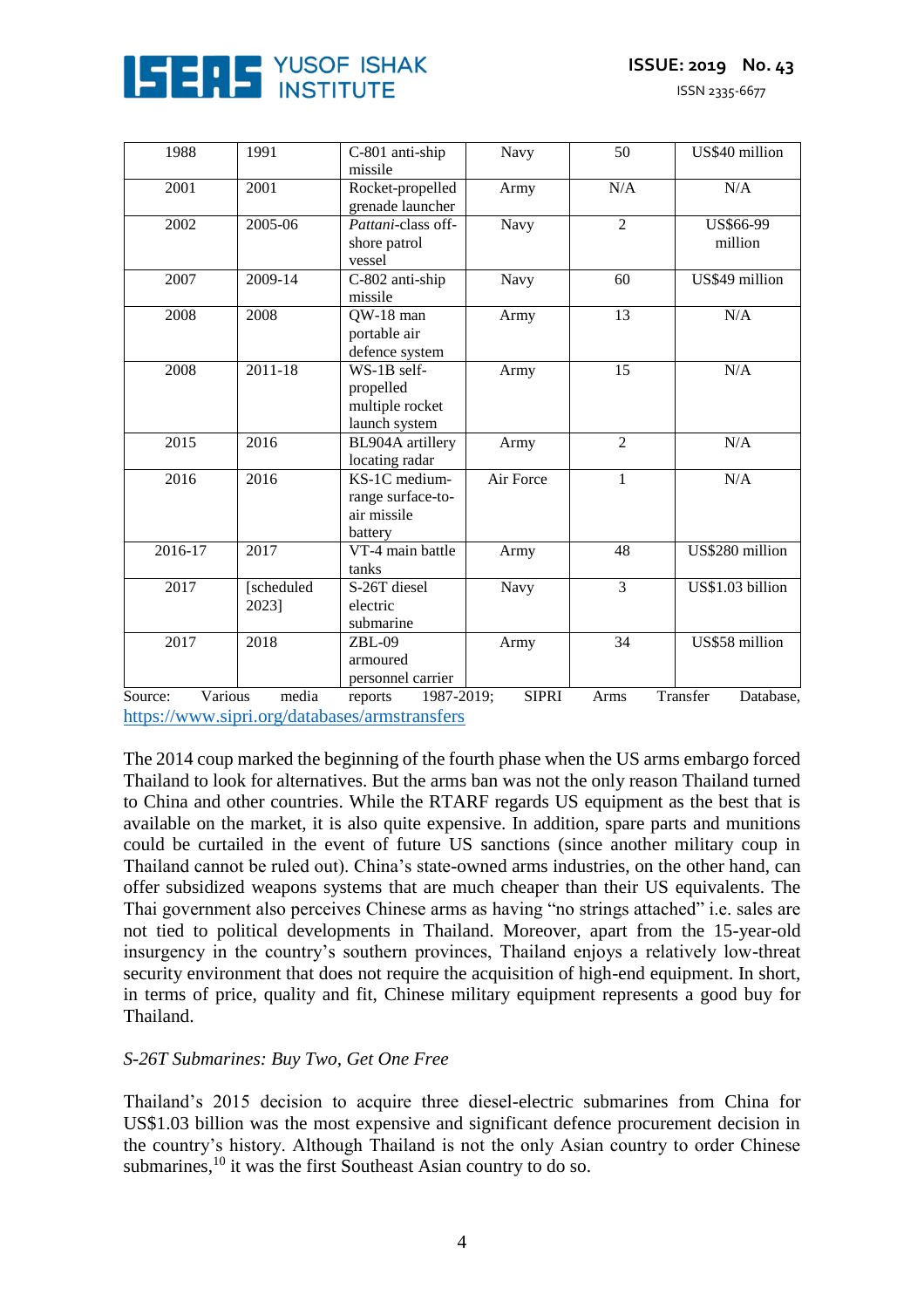| 1988 | 1991 | C-801 anti-ship missile | Navy | 50 | US$40 million |
|---|---|---|---|---|---|
| 2001 | 2001 | Rocket-propelled grenade launcher | Army | N/A | N/A |
| 2002 | 2005-06 | *Pattani*-class off-shore patrol vessel | Navy | 2 | US$66-99 million |
| 2007 | 2009-14 | C-802 anti-ship missile | Navy | 60 | US$49 million |
| 2008 | 2008 | QW-18 man portable air defence system | Army | 13 | N/A |
| 2008 | 2011-18 | WS-1B self-propelled multiple rocket launch system | Army | 15 | N/A |
| 2015 | 2016 | BL904A artillery locating radar | Army | 2 | N/A |
| 2016 | 2016 | KS-1C medium-range surface-to-air missile battery | Air Force | 1 | N/A |
| 2016-17 | 2017 | VT-4 main battle tanks | Army | 48 | US$280 million |
| 2017 | [scheduled 2023] | S-26T diesel electric submarine | Navy | 3 | US$1.03 billion |
| 2017 | 2018 | ZBL-09 armoured personnel carrier | Army | 34 | US$58 million |

Source: Various media reports 1987-2019; SIPRI Arms Transfer Database, https://www.sipri.org/databases/armstransfers

The 2014 coup marked the beginning of the fourth phase when the US arms embargo forced Thailand to look for alternatives. But the arms ban was not the only reason Thailand turned to China and other countries. While the RTARF regards US equipment as the best that is available on the market, it is also quite expensive. In addition, spare parts and munitions could be curtailed in the event of future US sanctions (since another military coup in Thailand cannot be ruled out). China's state-owned arms industries, on the other hand, can offer subsidized weapons systems that are much cheaper than their US equivalents. The Thai government also perceives Chinese arms as having "no strings attached" i.e. sales are not tied to political developments in Thailand. Moreover, apart from the 15-year-old insurgency in the country's southern provinces, Thailand enjoys a relatively low-threat security environment that does not require the acquisition of high-end equipment. In short, in terms of price, quality and fit, Chinese military equipment represents a good buy for Thailand.

*S-26T Submarines: Buy Two, Get One Free*

Thailand's 2015 decision to acquire three diesel-electric submarines from China for US$1.03 billion was the most expensive and significant defence procurement decision in the country's history. Although Thailand is not the only Asian country to order Chinese submarines,[10] it was the first Southeast Asian country to do so.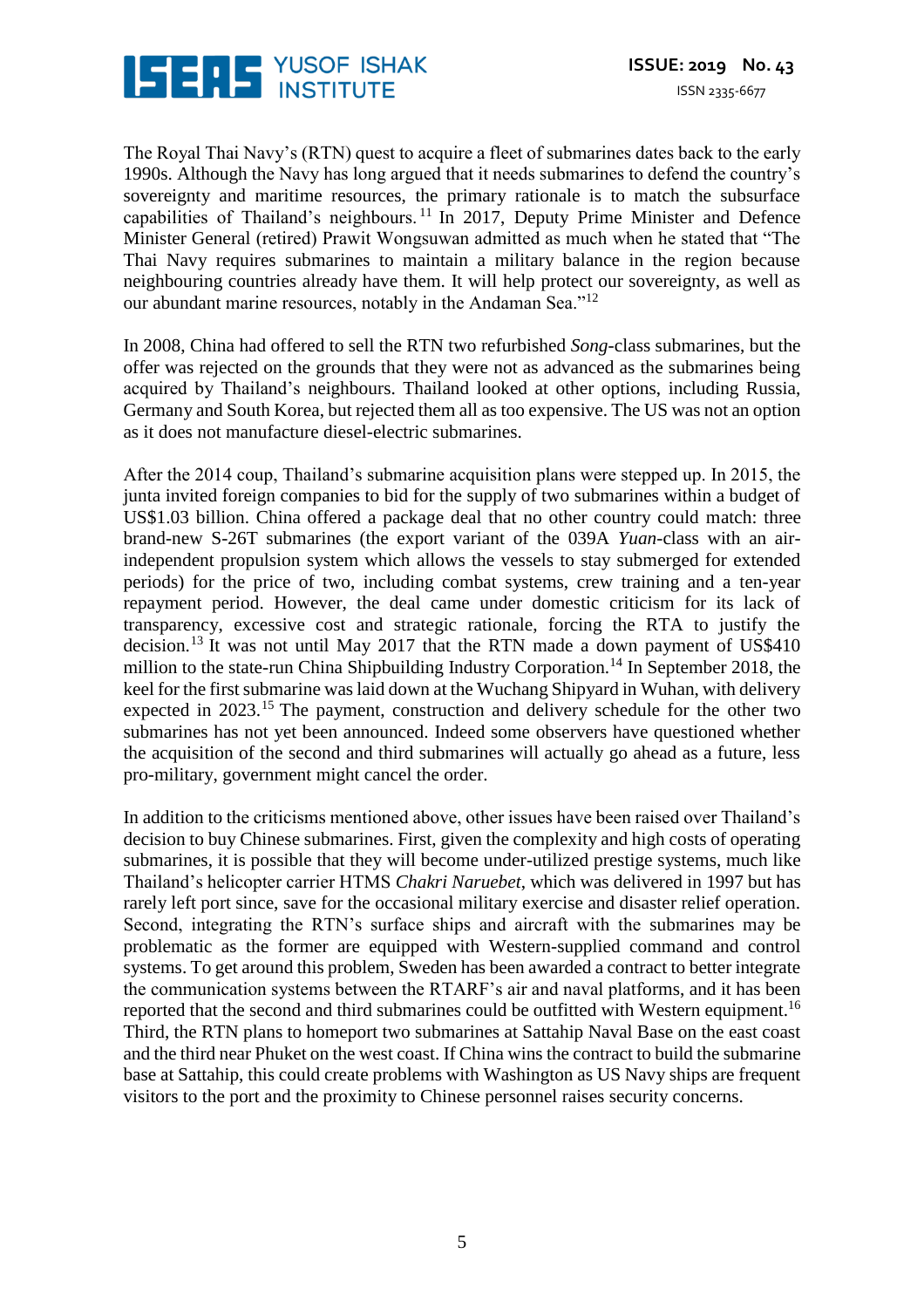The Royal Thai Navy's (RTN) quest to acquire a fleet of submarines dates back to the early 1990s. Although the Navy has long argued that it needs submarines to defend the country's sovereignty and maritime resources, the primary rationale is to match the subsurface capabilities of Thailand's neighbours.[11] In 2017, Deputy Prime Minister and Defence Minister General (retired) Prawit Wongsuwan admitted as much when he stated that "The Thai Navy requires submarines to maintain a military balance in the region because neighbouring countries already have them. It will help protect our sovereignty, as well as our abundant marine resources, notably in the Andaman Sea."[12]

In 2008, China had offered to sell the RTN two refurbished *Song*-class submarines, but the offer was rejected on the grounds that they were not as advanced as the submarines being acquired by Thailand's neighbours. Thailand looked at other options, including Russia, Germany and South Korea, but rejected them all as too expensive. The US was not an option as it does not manufacture diesel-electric submarines.

After the 2014 coup, Thailand's submarine acquisition plans were stepped up. In 2015, the junta invited foreign companies to bid for the supply of two submarines within a budget of US$1.03 billion. China offered a package deal that no other country could match: three brand-new S-26T submarines (the export variant of the 039A *Yuan*-class with an air-independent propulsion system which allows the vessels to stay submerged for extended periods) for the price of two, including combat systems, crew training and a ten-year repayment period. However, the deal came under domestic criticism for its lack of transparency, excessive cost and strategic rationale, forcing the RTA to justify the decision.[13] It was not until May 2017 that the RTN made a down payment of US$410 million to the state-run China Shipbuilding Industry Corporation.[14] In September 2018, the keel for the first submarine was laid down at the Wuchang Shipyard in Wuhan, with delivery expected in 2023.[15] The payment, construction and delivery schedule for the other two submarines has not yet been announced. Indeed some observers have questioned whether the acquisition of the second and third submarines will actually go ahead as a future, less pro-military, government might cancel the order.

In addition to the criticisms mentioned above, other issues have been raised over Thailand's decision to buy Chinese submarines. First, given the complexity and high costs of operating submarines, it is possible that they will become under-utilized prestige systems, much like Thailand's helicopter carrier HTMS *Chakri Naruebet*, which was delivered in 1997 but has rarely left port since, save for the occasional military exercise and disaster relief operation. Second, integrating the RTN's surface ships and aircraft with the submarines may be problematic as the former are equipped with Western-supplied command and control systems. To get around this problem, Sweden has been awarded a contract to better integrate the communication systems between the RTARF's air and naval platforms, and it has been reported that the second and third submarines could be outfitted with Western equipment.[16] Third, the RTN plans to homeport two submarines at Sattahip Naval Base on the east coast and the third near Phuket on the west coast. If China wins the contract to build the submarine base at Sattahip, this could create problems with Washington as US Navy ships are frequent visitors to the port and the proximity to Chinese personnel raises security concerns.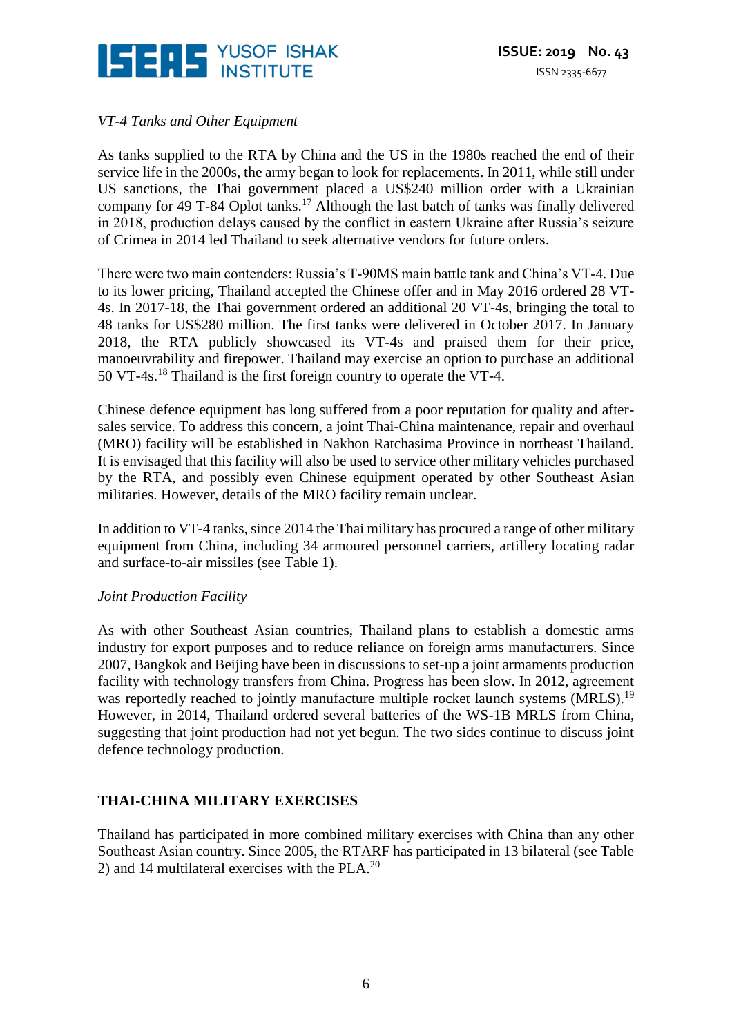*VT-4 Tanks and Other Equipment*

As tanks supplied to the RTA by China and the US in the 1980s reached the end of their service life in the 2000s, the army began to look for replacements. In 2011, while still under US sanctions, the Thai government placed a US$240 million order with a Ukrainian company for 49 T-84 Oplot tanks.[17] Although the last batch of tanks was finally delivered in 2018, production delays caused by the conflict in eastern Ukraine after Russia's seizure of Crimea in 2014 led Thailand to seek alternative vendors for future orders.

There were two main contenders: Russia's T-90MS main battle tank and China's VT-4. Due to its lower pricing, Thailand accepted the Chinese offer and in May 2016 ordered 28 VT-4s. In 2017-18, the Thai government ordered an additional 20 VT-4s, bringing the total to 48 tanks for US$280 million. The first tanks were delivered in October 2017. In January 2018, the RTA publicly showcased its VT-4s and praised them for their price, manoeuvrability and firepower. Thailand may exercise an option to purchase an additional 50 VT-4s.[18] Thailand is the first foreign country to operate the VT-4.

Chinese defence equipment has long suffered from a poor reputation for quality and after-sales service. To address this concern, a joint Thai-China maintenance, repair and overhaul (MRO) facility will be established in Nakhon Ratchasima Province in northeast Thailand. It is envisaged that this facility will also be used to service other military vehicles purchased by the RTA, and possibly even Chinese equipment operated by other Southeast Asian militaries. However, details of the MRO facility remain unclear.

In addition to VT-4 tanks, since 2014 the Thai military has procured a range of other military equipment from China, including 34 armoured personnel carriers, artillery locating radar and surface-to-air missiles (see Table 1).

*Joint Production Facility*

As with other Southeast Asian countries, Thailand plans to establish a domestic arms industry for export purposes and to reduce reliance on foreign arms manufacturers. Since 2007, Bangkok and Beijing have been in discussions to set-up a joint armaments production facility with technology transfers from China. Progress has been slow. In 2012, agreement was reportedly reached to jointly manufacture multiple rocket launch systems (MRLS).[19] However, in 2014, Thailand ordered several batteries of the WS-1B MRLS from China, suggesting that joint production had not yet begun. The two sides continue to discuss joint defence technology production.

## THAI-CHINA MILITARY EXERCISES

Thailand has participated in more combined military exercises with China than any other Southeast Asian country. Since 2005, the RTARF has participated in 13 bilateral (see Table 2) and 14 multilateral exercises with the PLA.[20]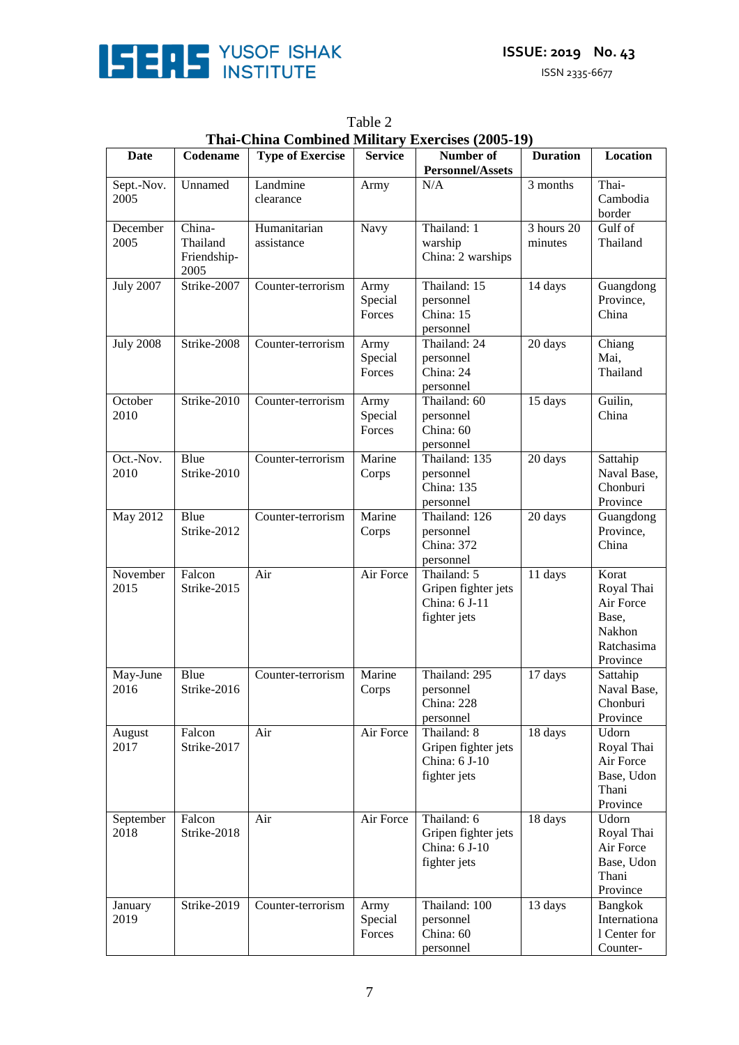Table 2
**Thai-China Combined Military Exercises (2005-19)**

| Date | Codename | Type of Exercise | Service | Number of Personnel/Assets | Duration | Location |
|---|---|---|---|---|---|---|
| Sept.-Nov. 2005 | Unnamed | Landmine clearance | Army | N/A | 3 months | Thai-Cambodia border |
| December 2005 | China-Thailand Friendship-2005 | Humanitarian assistance | Navy | Thailand: 1 warship China: 2 warships | 3 hours 20 minutes | Gulf of Thailand |
| July 2007 | Strike-2007 | Counter-terrorism | Army Special Forces | Thailand: 15 personnel China: 15 personnel | 14 days | Guangdong Province, China |
| July 2008 | Strike-2008 | Counter-terrorism | Army Special Forces | Thailand: 24 personnel China: 24 personnel | 20 days | Chiang Mai, Thailand |
| October 2010 | Strike-2010 | Counter-terrorism | Army Special Forces | Thailand: 60 personnel China: 60 personnel | 15 days | Guilin, China |
| Oct.-Nov. 2010 | Blue Strike-2010 | Counter-terrorism | Marine Corps | Thailand: 135 personnel China: 135 personnel | 20 days | Sattahip Naval Base, Chonburi Province |
| May 2012 | Blue Strike-2012 | Counter-terrorism | Marine Corps | Thailand: 126 personnel China: 372 personnel | 20 days | Guangdong Province, China |
| November 2015 | Falcon Strike-2015 | Air | Air Force | Thailand: 5 Gripen fighter jets China: 6 J-11 fighter jets | 11 days | Korat Royal Thai Air Force Base, Nakhon Ratchasima Province |
| May-June 2016 | Blue Strike-2016 | Counter-terrorism | Marine Corps | Thailand: 295 personnel China: 228 personnel | 17 days | Sattahip Naval Base, Chonburi Province |
| August 2017 | Falcon Strike-2017 | Air | Air Force | Thailand: 8 Gripen fighter jets China: 6 J-10 fighter jets | 18 days | Udorn Royal Thai Air Force Base, Udon Thani Province |
| September 2018 | Falcon Strike-2018 | Air | Air Force | Thailand: 6 Gripen fighter jets China: 6 J-10 fighter jets | 18 days | Udorn Royal Thai Air Force Base, Udon Thani Province |
| January 2019 | Strike-2019 | Counter-terrorism | Army Special Forces | Thailand: 100 personnel China: 60 personnel | 13 days | Bangkok International Center for Counter- |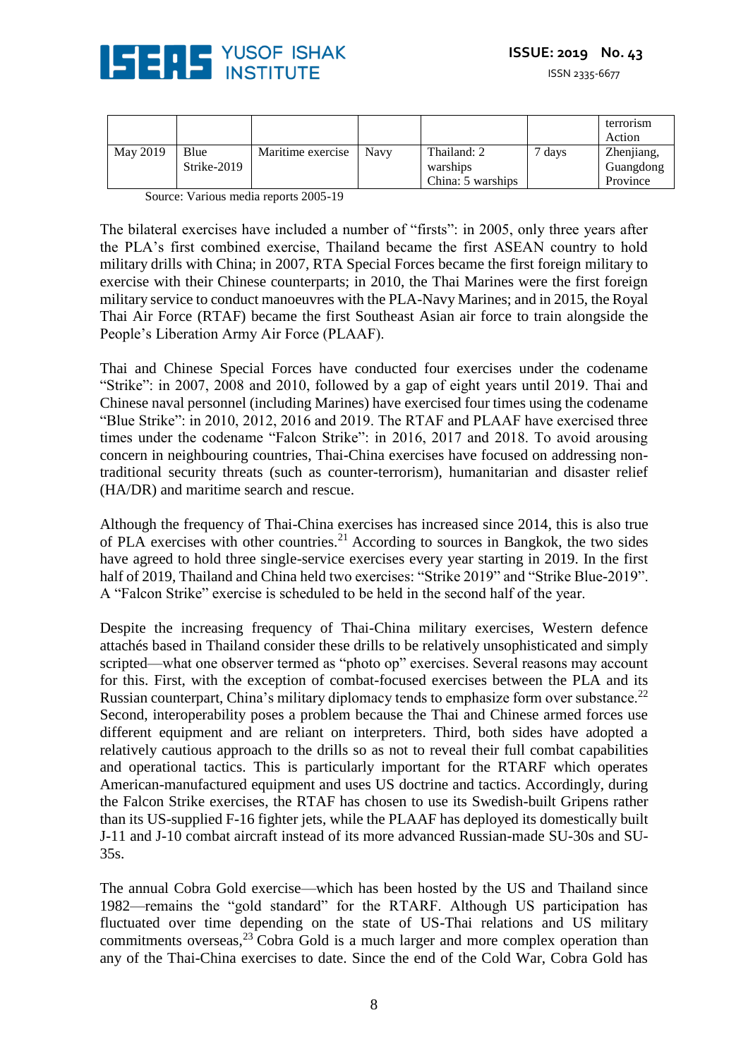|  |  |  |  |  |  | terrorism Action |
|---|---|---|---|---|---|---|
| May 2019 | Blue Strike-2019 | Maritime exercise | Navy | Thailand: 2 warships China: 5 warships | 7 days | Zhenjiang, Guangdong Province |

Source: Various media reports 2005-19

The bilateral exercises have included a number of "firsts": in 2005, only three years after the PLA's first combined exercise, Thailand became the first ASEAN country to hold military drills with China; in 2007, RTA Special Forces became the first foreign military to exercise with their Chinese counterparts; in 2010, the Thai Marines were the first foreign military service to conduct manoeuvres with the PLA-Navy Marines; and in 2015, the Royal Thai Air Force (RTAF) became the first Southeast Asian air force to train alongside the People's Liberation Army Air Force (PLAAF).

Thai and Chinese Special Forces have conducted four exercises under the codename "Strike": in 2007, 2008 and 2010, followed by a gap of eight years until 2019. Thai and Chinese naval personnel (including Marines) have exercised four times using the codename "Blue Strike": in 2010, 2012, 2016 and 2019. The RTAF and PLAAF have exercised three times under the codename "Falcon Strike": in 2016, 2017 and 2018. To avoid arousing concern in neighbouring countries, Thai-China exercises have focused on addressing non-traditional security threats (such as counter-terrorism), humanitarian and disaster relief (HA/DR) and maritime search and rescue.

Although the frequency of Thai-China exercises has increased since 2014, this is also true of PLA exercises with other countries.[21] According to sources in Bangkok, the two sides have agreed to hold three single-service exercises every year starting in 2019. In the first half of 2019, Thailand and China held two exercises: "Strike 2019" and "Strike Blue-2019". A "Falcon Strike" exercise is scheduled to be held in the second half of the year.

Despite the increasing frequency of Thai-China military exercises, Western defence attachés based in Thailand consider these drills to be relatively unsophisticated and simply scripted—what one observer termed as "photo op" exercises. Several reasons may account for this. First, with the exception of combat-focused exercises between the PLA and its Russian counterpart, China's military diplomacy tends to emphasize form over substance.[22] Second, interoperability poses a problem because the Thai and Chinese armed forces use different equipment and are reliant on interpreters. Third, both sides have adopted a relatively cautious approach to the drills so as not to reveal their full combat capabilities and operational tactics. This is particularly important for the RTARF which operates American-manufactured equipment and uses US doctrine and tactics. Accordingly, during the Falcon Strike exercises, the RTAF has chosen to use its Swedish-built Gripens rather than its US-supplied F-16 fighter jets, while the PLAAF has deployed its domestically built J-11 and J-10 combat aircraft instead of its more advanced Russian-made SU-30s and SU-35s.

The annual Cobra Gold exercise—which has been hosted by the US and Thailand since 1982—remains the "gold standard" for the RTARF. Although US participation has fluctuated over time depending on the state of US-Thai relations and US military commitments overseas,[23] Cobra Gold is a much larger and more complex operation than any of the Thai-China exercises to date. Since the end of the Cold War, Cobra Gold has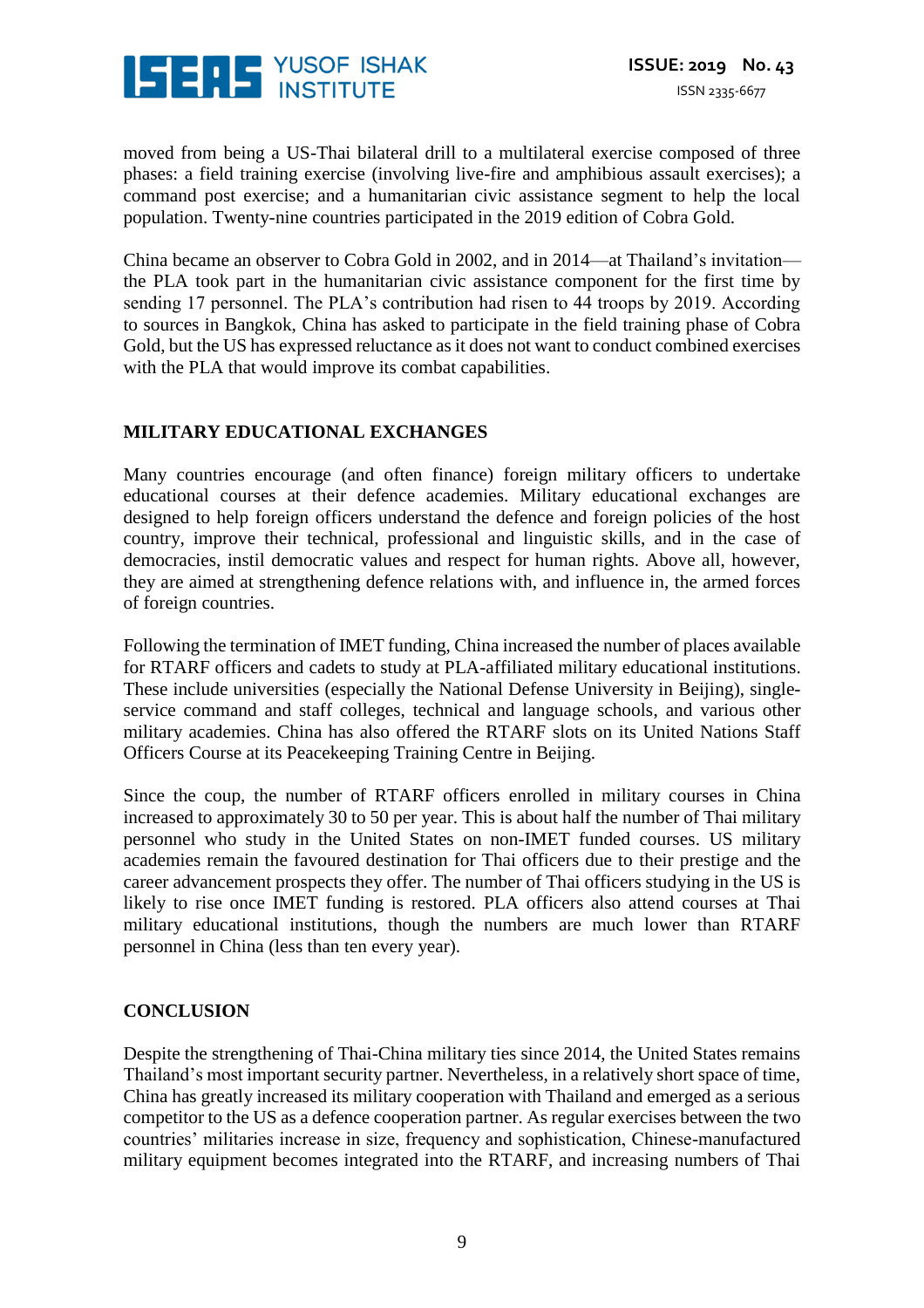moved from being a US-Thai bilateral drill to a multilateral exercise composed of three phases: a field training exercise (involving live-fire and amphibious assault exercises); a command post exercise; and a humanitarian civic assistance segment to help the local population. Twenty-nine countries participated in the 2019 edition of Cobra Gold.

China became an observer to Cobra Gold in 2002, and in 2014—at Thailand's invitation—the PLA took part in the humanitarian civic assistance component for the first time by sending 17 personnel. The PLA's contribution had risen to 44 troops by 2019. According to sources in Bangkok, China has asked to participate in the field training phase of Cobra Gold, but the US has expressed reluctance as it does not want to conduct combined exercises with the PLA that would improve its combat capabilities.

## MILITARY EDUCATIONAL EXCHANGES

Many countries encourage (and often finance) foreign military officers to undertake educational courses at their defence academies. Military educational exchanges are designed to help foreign officers understand the defence and foreign policies of the host country, improve their technical, professional and linguistic skills, and in the case of democracies, instil democratic values and respect for human rights. Above all, however, they are aimed at strengthening defence relations with, and influence in, the armed forces of foreign countries.

Following the termination of IMET funding, China increased the number of places available for RTARF officers and cadets to study at PLA-affiliated military educational institutions. These include universities (especially the National Defense University in Beijing), single-service command and staff colleges, technical and language schools, and various other military academies. China has also offered the RTARF slots on its United Nations Staff Officers Course at its Peacekeeping Training Centre in Beijing.

Since the coup, the number of RTARF officers enrolled in military courses in China increased to approximately 30 to 50 per year. This is about half the number of Thai military personnel who study in the United States on non-IMET funded courses. US military academies remain the favoured destination for Thai officers due to their prestige and the career advancement prospects they offer. The number of Thai officers studying in the US is likely to rise once IMET funding is restored. PLA officers also attend courses at Thai military educational institutions, though the numbers are much lower than RTARF personnel in China (less than ten every year).

## CONCLUSION

Despite the strengthening of Thai-China military ties since 2014, the United States remains Thailand's most important security partner. Nevertheless, in a relatively short space of time, China has greatly increased its military cooperation with Thailand and emerged as a serious competitor to the US as a defence cooperation partner. As regular exercises between the two countries' militaries increase in size, frequency and sophistication, Chinese-manufactured military equipment becomes integrated into the RTARF, and increasing numbers of Thai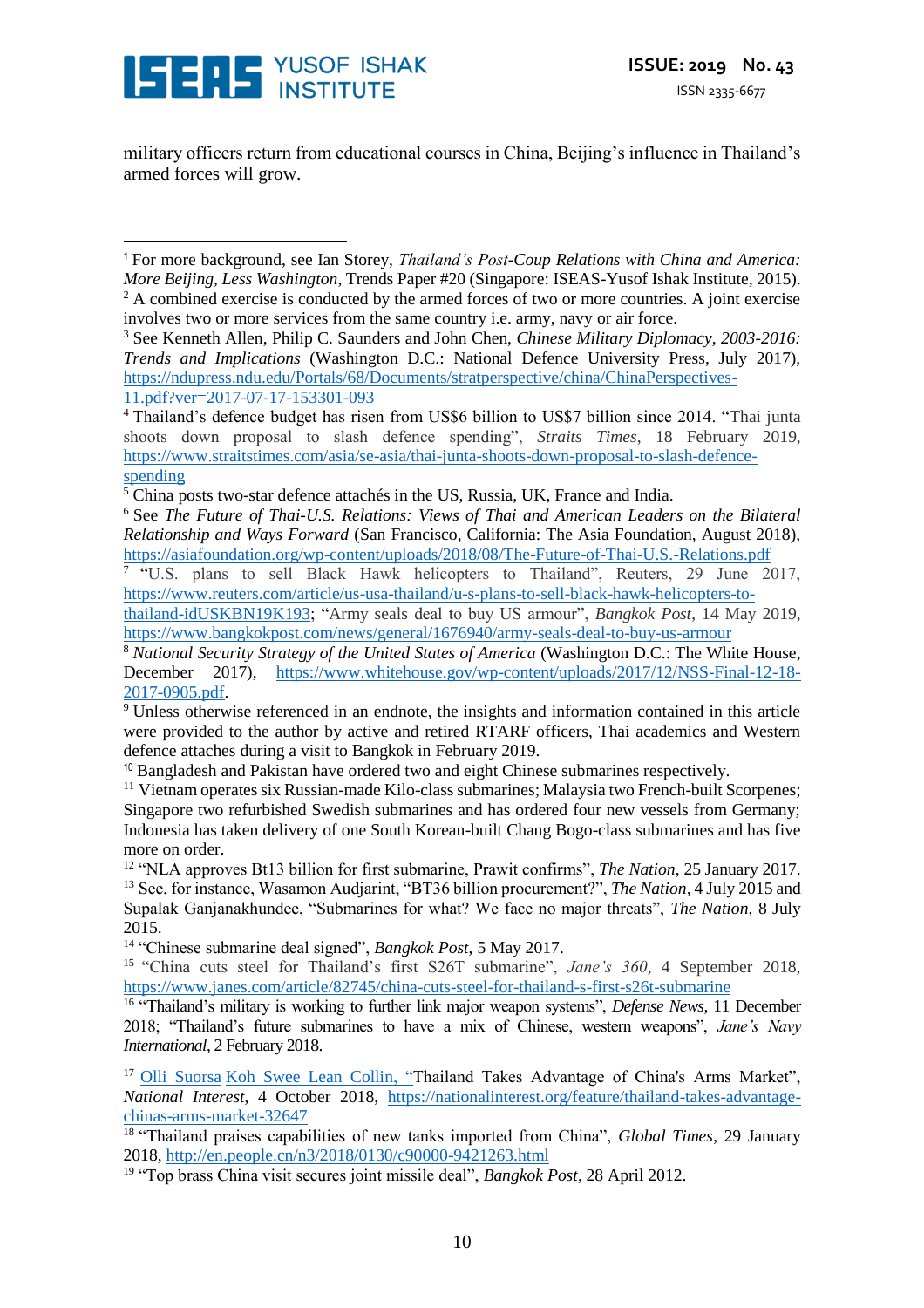military officers return from educational courses in China, Beijing's influence in Thailand's armed forces will grow.

---

[1] For more background, see Ian Storey, *Thailand's Post-Coup Relations with China and America: More Beijing, Less Washington*, Trends Paper #20 (Singapore: ISEAS-Yusof Ishak Institute, 2015).

[2] A combined exercise is conducted by the armed forces of two or more countries. A joint exercise involves two or more services from the same country i.e. army, navy or air force.

[3] See Kenneth Allen, Philip C. Saunders and John Chen, *Chinese Military Diplomacy, 2003-2016: Trends and Implications* (Washington D.C.: National Defence University Press, July 2017), https://ndupress.ndu.edu/Portals/68/Documents/stratperspective/china/ChinaPerspectives-11.pdf?ver=2017-07-17-153301-093

[4] Thailand's defence budget has risen from US$6 billion to US$7 billion since 2014. "Thai junta shoots down proposal to slash defence spending", *Straits Times*, 18 February 2019, https://www.straitstimes.com/asia/se-asia/thai-junta-shoots-down-proposal-to-slash-defence-spending

[5] China posts two-star defence attachés in the US, Russia, UK, France and India.

[6] See *The Future of Thai-U.S. Relations: Views of Thai and American Leaders on the Bilateral Relationship and Ways Forward* (San Francisco, California: The Asia Foundation, August 2018), https://asiafoundation.org/wp-content/uploads/2018/08/The-Future-of-Thai-U.S.-Relations.pdf

[7] "U.S. plans to sell Black Hawk helicopters to Thailand", Reuters, 29 June 2017, https://www.reuters.com/article/us-usa-thailand/u-s-plans-to-sell-black-hawk-helicopters-to-thailand-idUSKBN19K193; "Army seals deal to buy US armour", *Bangkok Post*, 14 May 2019, https://www.bangkokpost.com/news/general/1676940/army-seals-deal-to-buy-us-armour

[8] *National Security Strategy of the United States of America* (Washington D.C.: The White House, December 2017), https://www.whitehouse.gov/wp-content/uploads/2017/12/NSS-Final-12-18-2017-0905.pdf.

[9] Unless otherwise referenced in an endnote, the insights and information contained in this article were provided to the author by active and retired RTARF officers, Thai academics and Western defence attaches during a visit to Bangkok in February 2019.

[10] Bangladesh and Pakistan have ordered two and eight Chinese submarines respectively.

[11] Vietnam operates six Russian-made Kilo-class submarines; Malaysia two French-built Scorpenes; Singapore two refurbished Swedish submarines and has ordered four new vessels from Germany; Indonesia has taken delivery of one South Korean-built Chang Bogo-class submarines and has five more on order.

[12] "NLA approves Bt13 billion for first submarine, Prawit confirms", *The Nation*, 25 January 2017.

[13] See, for instance, Wasamon Audjarint, "BT36 billion procurement?", *The Nation*, 4 July 2015 and Supalak Ganjanakhundee, "Submarines for what? We face no major threats", *The Nation*, 8 July 2015.

[14] "Chinese submarine deal signed", *Bangkok Post*, 5 May 2017.

[15] "China cuts steel for Thailand's first S26T submarine", *Jane's 360*, 4 September 2018, https://www.janes.com/article/82745/china-cuts-steel-for-thailand-s-first-s26t-submarine

[16] "Thailand's military is working to further link major weapon systems", *Defense News*, 11 December 2018; "Thailand's future submarines to have a mix of Chinese, western weapons", *Jane's Navy International*, 2 February 2018.

[17] Olli Suorsa Koh Swee Lean Collin, "Thailand Takes Advantage of China's Arms Market", *National Interest*, 4 October 2018, https://nationalinterest.org/feature/thailand-takes-advantage-chinas-arms-market-32647

[18] "Thailand praises capabilities of new tanks imported from China", *Global Times*, 29 January 2018, http://en.people.cn/n3/2018/0130/c90000-9421263.html

[19] "Top brass China visit secures joint missile deal", *Bangkok Post*, 28 April 2012.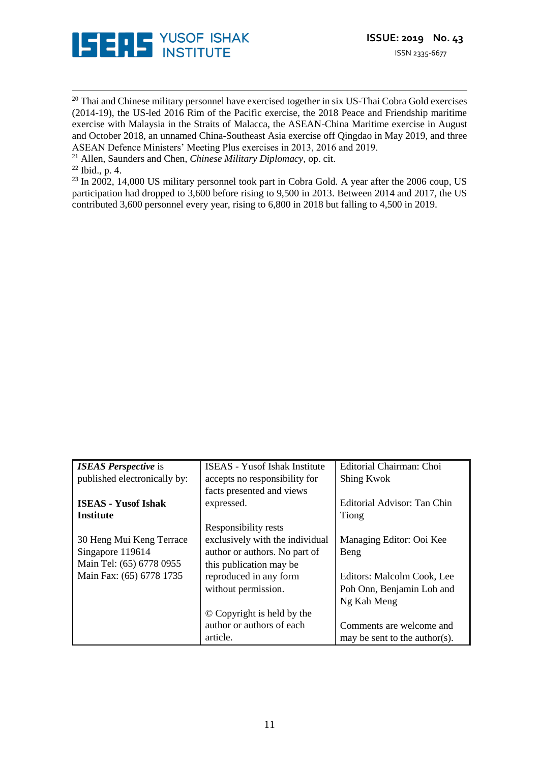[20] Thai and Chinese military personnel have exercised together in six US-Thai Cobra Gold exercises (2014-19), the US-led 2016 Rim of the Pacific exercise, the 2018 Peace and Friendship maritime exercise with Malaysia in the Straits of Malacca, the ASEAN-China Maritime exercise in August and October 2018, an unnamed China-Southeast Asia exercise off Qingdao in May 2019, and three ASEAN Defence Ministers' Meeting Plus exercises in 2013, 2016 and 2019.

[21] Allen, Saunders and Chen, *Chinese Military Diplomacy*, op. cit.

[22] Ibid., p. 4.

[23] In 2002, 14,000 US military personnel took part in Cobra Gold. A year after the 2006 coup, US participation had dropped to 3,600 before rising to 9,500 in 2013. Between 2014 and 2017, the US contributed 3,600 personnel every year, rising to 6,800 in 2018 but falling to 4,500 in 2019.

| | | |
|---|---|---|
| ***ISEAS Perspective*** is published electronically by:<br><br>**ISEAS - Yusof Ishak Institute**<br><br>30 Heng Mui Keng Terrace<br>Singapore 119614<br>Main Tel: (65) 6778 0955<br>Main Fax: (65) 6778 1735 | ISEAS - Yusof Ishak Institute accepts no responsibility for facts presented and views expressed.<br><br>Responsibility rests exclusively with the individual author or authors. No part of this publication may be reproduced in any form without permission.<br><br>© Copyright is held by the author or authors of each article. | Editorial Chairman: Choi Shing Kwok<br><br>Editorial Advisor: Tan Chin Tiong<br><br>Managing Editor: Ooi Kee Beng<br><br>Editors: Malcolm Cook, Lee Poh Onn, Benjamin Loh and Ng Kah Meng<br><br>Comments are welcome and may be sent to the author(s). |